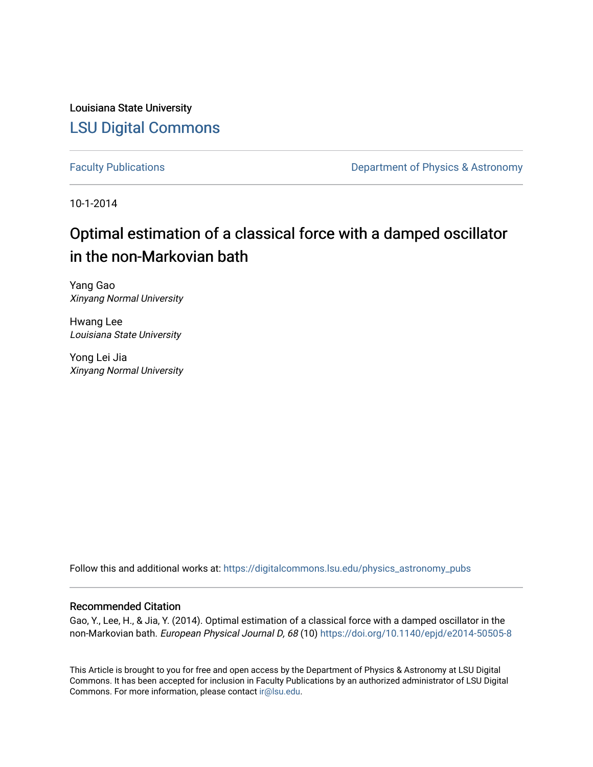Louisiana State University

# LSU Digital Commons

Faculty Publications | Department of Physics & Astronomy

10-1-2014

## Optimal estimation of a classical force with a damped oscillator in the non-Markovian bath

Yang Gao
*Xinyang Normal University*

Hwang Lee
*Louisiana State University*

Yong Lei Jia
*Xinyang Normal University*

Follow this and additional works at: https://digitalcommons.lsu.edu/physics_astronomy_pubs

### Recommended Citation

Gao, Y., Lee, H., & Jia, Y. (2014). Optimal estimation of a classical force with a damped oscillator in the non-Markovian bath. *European Physical Journal D, 68* (10) https://doi.org/10.1140/epjd/e2014-50505-8

This Article is brought to you for free and open access by the Department of Physics & Astronomy at LSU Digital Commons. It has been accepted for inclusion in Faculty Publications by an authorized administrator of LSU Digital Commons. For more information, please contact ir@lsu.edu.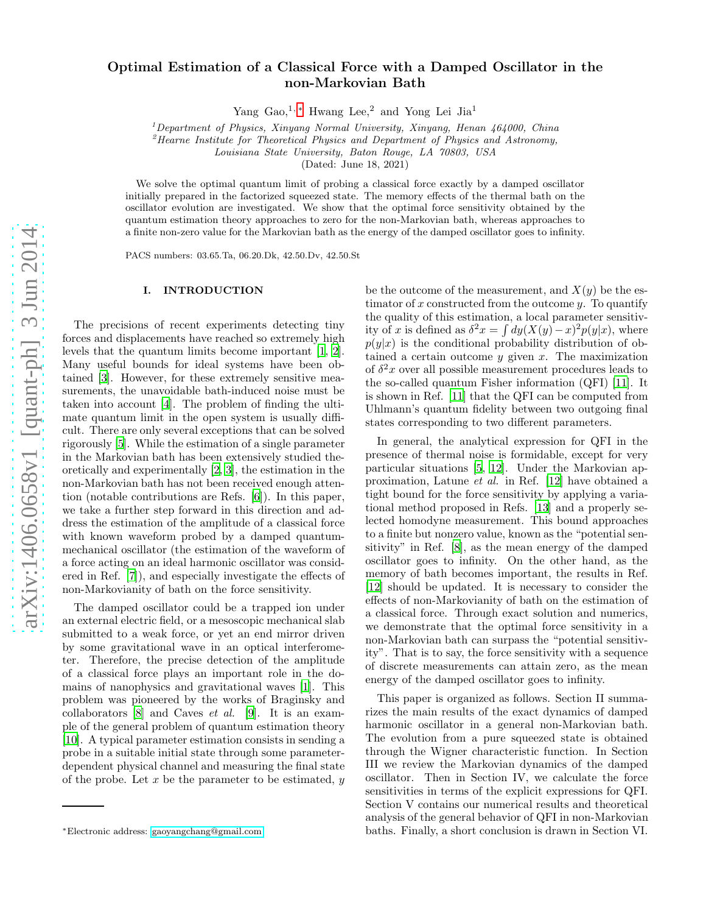# Optimal Estimation of a Classical Force with a Damped Oscillator in the non-Markovian Bath

Yang Gao,[1,*] Hwang Lee,[2] and Yong Lei Jia[1]

[1]*Department of Physics, Xinyang Normal University, Xinyang, Henan 464000, China*
[2]*Hearne Institute for Theoretical Physics and Department of Physics and Astronomy, Louisiana State University, Baton Rouge, LA 70803, USA*

(Dated: June 18, 2021)

We solve the optimal quantum limit of probing a classical force exactly by a damped oscillator initially prepared in the factorized squeezed state. The memory effects of the thermal bath on the oscillator evolution are investigated. We show that the optimal force sensitivity obtained by the quantum estimation theory approaches to zero for the non-Markovian bath, whereas approaches to a finite non-zero value for the Markovian bath as the energy of the damped oscillator goes to infinity.

PACS numbers: 03.65.Ta, 06.20.Dk, 42.50.Dv, 42.50.St

## I. INTRODUCTION

The precisions of recent experiments detecting tiny forces and displacements have reached so extremely high levels that the quantum limits become important [1, 2]. Many useful bounds for ideal systems have been obtained [3]. However, for these extremely sensitive measurements, the unavoidable bath-induced noise must be taken into account [4]. The problem of finding the ultimate quantum limit in the open system is usually difficult. There are only several exceptions that can be solved rigorously [5]. While the estimation of a single parameter in the Markovian bath has been extensively studied theoretically and experimentally [2, 3], the estimation in the non-Markovian bath has not been received enough attention (notable contributions are Refs. [6]). In this paper, we take a further step forward in this direction and address the estimation of the amplitude of a classical force with known waveform probed by a damped quantum-mechanical oscillator (the estimation of the waveform of a force acting on an ideal harmonic oscillator was considered in Ref. [7]), and especially investigate the effects of non-Markovianity of bath on the force sensitivity.

The damped oscillator could be a trapped ion under an external electric field, or a mesoscopic mechanical slab submitted to a weak force, or yet an end mirror driven by some gravitational wave in an optical interferometer. Therefore, the precise detection of the amplitude of a classical force plays an important role in the domains of nanophysics and gravitational waves [1]. This problem was pioneered by the works of Braginsky and collaborators [8] and Caves *et al.* [9]. It is an example of the general problem of quantum estimation theory [10]. A typical parameter estimation consists in sending a probe in a suitable initial state through some parameter-dependent physical channel and measuring the final state of the probe. Let $x$ be the parameter to be estimated, $y$ be the outcome of the measurement, and $X(y)$ be the estimator of $x$ constructed from the outcome $y$. To quantify the quality of this estimation, a local parameter sensitivity of $x$ is defined as $\delta^2 x = \int dy (X(y) - x)^2 p(y|x)$, where $p(y|x)$ is the conditional probability distribution of obtained a certain outcome $y$ given $x$. The maximization of $\delta^2 x$ over all possible measurement procedures leads to the so-called quantum Fisher information (QFI) [11]. It is shown in Ref. [11] that the QFI can be computed from Uhlmann's quantum fidelity between two outgoing final states corresponding to two different parameters.

In general, the analytical expression for QFI in the presence of thermal noise is formidable, except for very particular situations [5, 12]. Under the Markovian approximation, Latune *et al.* in Ref. [12] have obtained a tight bound for the force sensitivity by applying a variational method proposed in Refs. [13] and a properly selected homodyne measurement. This bound approaches to a finite but nonzero value, known as the "potential sensitivity" in Ref. [8], as the mean energy of the damped oscillator goes to infinity. On the other hand, as the memory of bath becomes important, the results in Ref. [12] should be updated. It is necessary to consider the effects of non-Markovianity of bath on the estimation of a classical force. Through exact solution and numerics, we demonstrate that the optimal force sensitivity in a non-Markovian bath can surpass the "potential sensitivity". That is to say, the force sensitivity with a sequence of discrete measurements can attain zero, as the mean energy of the damped oscillator goes to infinity.

This paper is organized as follows. Section II summarizes the main results of the exact dynamics of damped harmonic oscillator in a general non-Markovian bath. The evolution from a pure squeezed state is obtained through the Wigner characteristic function. In Section III we review the Markovian dynamics of the damped oscillator. Then in Section IV, we calculate the force sensitivities in terms of the explicit expressions for QFI. Section V contains our numerical results and theoretical analysis of the general behavior of QFI in non-Markovian baths. Finally, a short conclusion is drawn in Section VI.

*Electronic address: gaoyangchang@gmail.com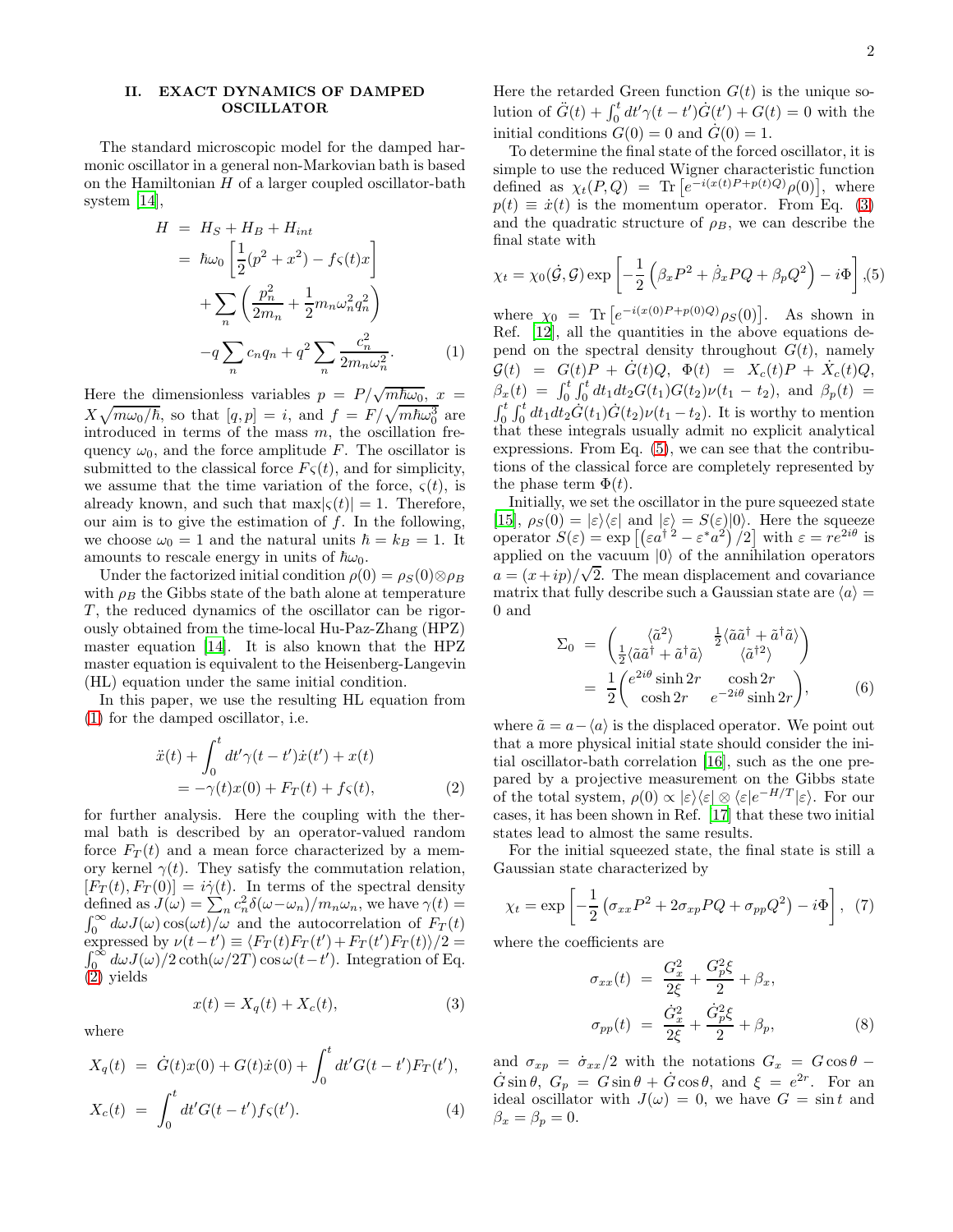## II. EXACT DYNAMICS OF DAMPED OSCILLATOR

The standard microscopic model for the damped harmonic oscillator in a general non-Markovian bath is based on the Hamiltonian $H$ of a larger coupled oscillator-bath system [14],

$$
\begin{aligned}
H &= H_S + H_B + H_{int} \\
&= \hbar\omega_0 \left[\frac{1}{2}(p^2 + x^2) - f\varsigma(t)x\right] \\
&\quad + \sum_n \left(\frac{p_n^2}{2m_n} + \frac{1}{2}m_n\omega_n^2 q_n^2\right) \\
&\quad - q\sum_n c_n q_n + q^2 \sum_n \frac{c_n^2}{2m_n\omega_n^2}. \qquad (1)
\end{aligned}
$$

Here the dimensionless variables $p = P/\sqrt{m\hbar\omega_0}$, $x = X\sqrt{m\omega_0/\hbar}$, so that $[q, p] = i$, and $f = F/\sqrt{m\hbar\omega_0^3}$ are introduced in terms of the mass $m$, the oscillation frequency $\omega_0$, and the force amplitude $F$. The oscillator is submitted to the classical force $F\varsigma(t)$, and for simplicity, we assume that the time variation of the force, $\varsigma(t)$, is already known, and such that $\max|\varsigma(t)| = 1$. Therefore, our aim is to give the estimation of $f$. In the following, we choose $\omega_0 = 1$ and the natural units $\hbar = k_B = 1$. It amounts to rescale energy in units of $\hbar\omega_0$.

Under the factorized initial condition $\rho(0) = \rho_S(0)\otimes\rho_B$ with $\rho_B$ the Gibbs state of the bath alone at temperature $T$, the reduced dynamics of the oscillator can be rigorously obtained from the time-local Hu-Paz-Zhang (HPZ) master equation [14]. It is also known that the HPZ master equation is equivalent to the Heisenberg-Langevin (HL) equation under the same initial condition.

In this paper, we use the resulting HL equation from (1) for the damped oscillator, i.e.

$$
\begin{aligned}
&\ddot{x}(t) + \int_0^t dt' \gamma(t - t')\dot{x}(t') + x(t) \\
&\quad = -\gamma(t)x(0) + F_T(t) + f\varsigma(t), \qquad (2)
\end{aligned}
$$

for further analysis. Here the coupling with the thermal bath is described by an operator-valued random force $F_T(t)$ and a mean force characterized by a memory kernel $\gamma(t)$. They satisfy the commutation relation, $[F_T(t), F_T(0)] = i\dot{\gamma}(t)$. In terms of the spectral density defined as $J(\omega) = \sum_n c_n^2\delta(\omega - \omega_n)/m_n\omega_n$, we have $\gamma(t) = \int_0^\infty d\omega J(\omega)\cos(\omega t)/\omega$ and the autocorrelation of $F_T(t)$ expressed by $\nu(t-t') \equiv \langle F_T(t)F_T(t') + F_T(t')F_T(t)\rangle/2 = \int_0^\infty d\omega J(\omega)/2\coth(\omega/2T)\cos\omega(t - t')$. Integration of Eq. (2) yields

$$
x(t) = X_q(t) + X_c(t), \qquad (3)
$$

where

$$
\begin{aligned}
X_q(t) &= \dot{G}(t)x(0) + G(t)\dot{x}(0) + \int_0^t dt' G(t - t')F_T(t'), \\
X_c(t) &= \int_0^t dt' G(t - t')f\varsigma(t'). \qquad (4)
\end{aligned}
$$

Here the retarded Green function $G(t)$ is the unique solution of $\ddot{G}(t) + \int_0^t dt'\gamma(t - t')\dot{G}(t') + G(t) = 0$ with the initial conditions $G(0) = 0$ and $\dot{G}(0) = 1$.

To determine the final state of the forced oscillator, it is simple to use the reduced Wigner characteristic function defined as $\chi_t(P, Q) = \text{Tr}\left[e^{-i(x(t)P + p(t)Q)}\rho(0)\right]$, where $p(t) \equiv \dot{x}(t)$ is the momentum operator. From Eq. (3) and the quadratic structure of $\rho_B$, we can describe the final state with

$$
\chi_t = \chi_0(\dot{\mathcal{G}}, \mathcal{G}) \exp\left[-\frac{1}{2}\left(\beta_x P^2 + \dot{\beta}_x PQ + \beta_p Q^2\right) - i\Phi\right], (5)
$$

where $\chi_0 = \text{Tr}\left[e^{-i(x(0)P + p(0)Q)}\rho_S(0)\right]$. As shown in Ref. [12], all the quantities in the above equations depend on the spectral density throughout $G(t)$, namely $\mathcal{G}(t) = G(t)P + \dot{G}(t)Q$, $\Phi(t) = X_c(t)P + \dot{X}_c(t)Q$, $\beta_x(t) = \int_0^t\int_0^t dt_1 dt_2 G(t_1)G(t_2)\nu(t_1 - t_2)$, and $\beta_p(t) = \int_0^t\int_0^t dt_1 dt_2 \dot{G}(t_1)\dot{G}(t_2)\nu(t_1 - t_2)$. It is worthy to mention that these integrals usually admit no explicit analytical expressions. From Eq. (5), we can see that the contributions of the classical force are completely represented by the phase term $\Phi(t)$.

Initially, we set the oscillator in the pure squeezed state [15], $\rho_S(0) = |\varepsilon\rangle\langle\varepsilon|$ and $|\varepsilon\rangle = S(\varepsilon)|0\rangle$. Here the squeeze operator $S(\varepsilon) = \exp\left[\left(\varepsilon a^{\dagger\,2} - \varepsilon^* a^2\right)/2\right]$ with $\varepsilon = re^{2i\theta}$ is applied on the vacuum $|0\rangle$ of the annihilation operators $a = (x + ip)/\sqrt{2}$. The mean displacement and covariance matrix that fully describe such a Gaussian state are $\langle a\rangle = 0$ and

$$
\begin{aligned}
\Sigma_0 &= \begin{pmatrix} \langle\tilde{a}^2\rangle & \frac{1}{2}\langle\tilde{a}\tilde{a}^\dagger + \tilde{a}^\dagger\tilde{a}\rangle \\ \frac{1}{2}\langle\tilde{a}\tilde{a}^\dagger + \tilde{a}^\dagger\tilde{a}\rangle & \langle\tilde{a}^{\dagger 2}\rangle \end{pmatrix} \\
&= \frac{1}{2}\begin{pmatrix} e^{2i\theta}\sinh 2r & \cosh 2r \\ \cosh 2r & e^{-2i\theta}\sinh 2r \end{pmatrix}, \qquad (6)
\end{aligned}
$$

where $\tilde{a} = a - \langle a\rangle$ is the displaced operator. We point out that a more physical initial state should consider the initial oscillator-bath correlation [16], such as the one prepared by a projective measurement on the Gibbs state of the total system, $\rho(0) \propto |\varepsilon\rangle\langle\varepsilon| \otimes \langle\varepsilon|e^{-H/T}|\varepsilon\rangle$. For our cases, it has been shown in Ref. [17] that these two initial states lead to almost the same results.

For the initial squeezed state, the final state is still a Gaussian state characterized by

$$
\chi_t = \exp\left[-\frac{1}{2}\left(\sigma_{xx}P^2 + 2\sigma_{xp}PQ + \sigma_{pp}Q^2\right) - i\Phi\right], \quad (7)
$$

where the coefficients are

$$
\begin{aligned}
\sigma_{xx}(t) &= \frac{G_x^2}{2\xi} + \frac{G_p^2\xi}{2} + \beta_x, \\
\sigma_{pp}(t) &= \frac{\dot{G}_x^2}{2\xi} + \frac{\dot{G}_p^2\xi}{2} + \beta_p, \qquad (8)
\end{aligned}
$$

and $\sigma_{xp} = \dot{\sigma}_{xx}/2$ with the notations $G_x = G\cos\theta - \dot{G}\sin\theta$, $G_p = G\sin\theta + \dot{G}\cos\theta$, and $\xi = e^{2r}$. For an ideal oscillator with $J(\omega) = 0$, we have $G = \sin t$ and $\beta_x = \beta_p = 0$.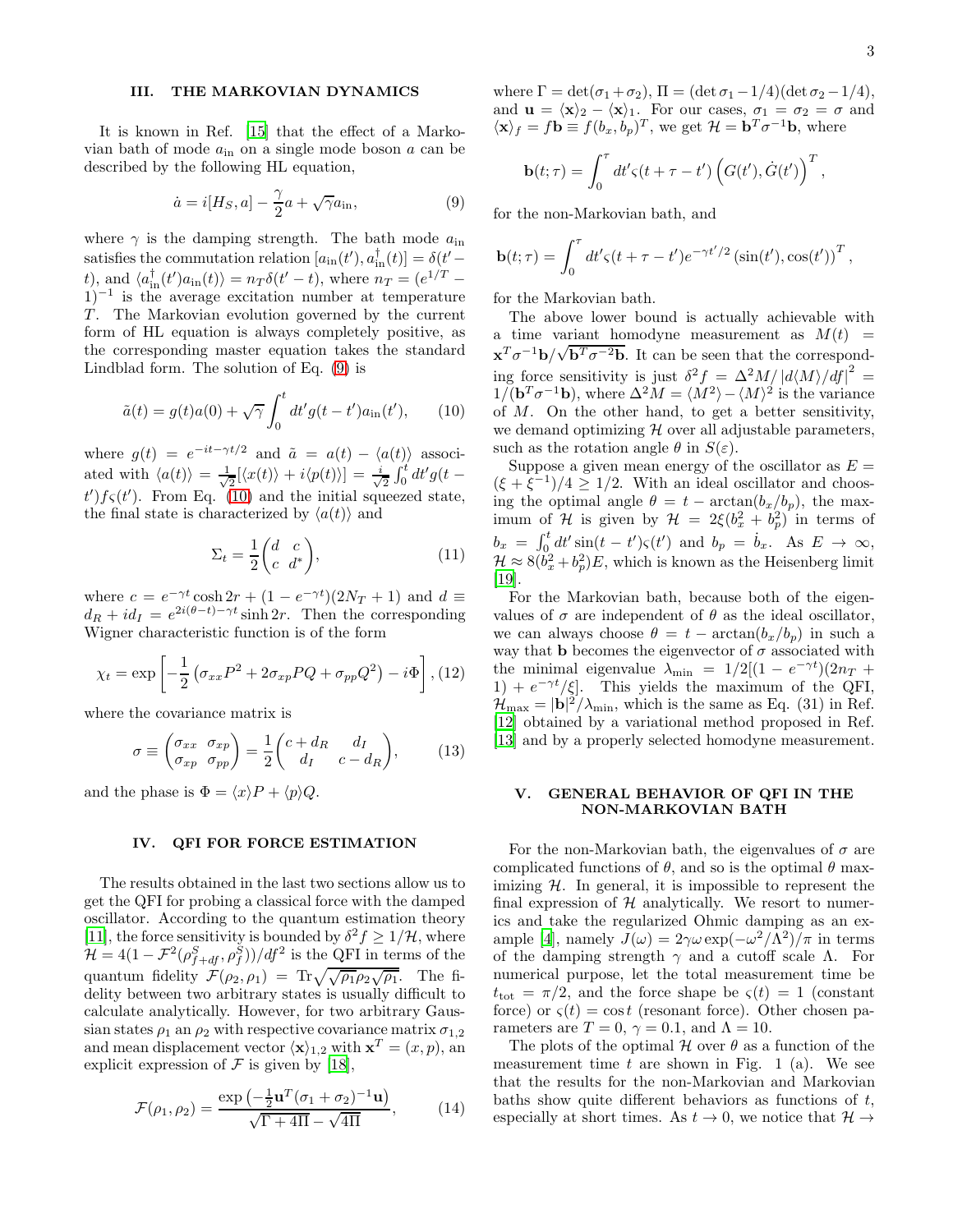## III. THE MARKOVIAN DYNAMICS

It is known in Ref. [15] that the effect of a Markovian bath of mode $a_{\rm in}$ on a single mode boson $a$ can be described by the following HL equation,

$$\dot{a} = i[H_S, a] - \frac{\gamma}{2}a + \sqrt{\gamma}a_{\rm in}, \tag{9}$$

where $\gamma$ is the damping strength. The bath mode $a_{\rm in}$ satisfies the commutation relation $[a_{\rm in}(t'), a^\dagger_{\rm in}(t)] = \delta(t'-t)$, and $\langle a^\dagger_{\rm in}(t')a_{\rm in}(t)\rangle = n_T\delta(t'-t)$, where $n_T = (e^{1/T}-1)^{-1}$ is the average excitation number at temperature $T$. The Markovian evolution governed by the current form of HL equation is always completely positive, as the corresponding master equation takes the standard Lindblad form. The solution of Eq. (9) is

$$\tilde{a}(t) = g(t)a(0) + \sqrt{\gamma}\int_0^t dt' g(t-t')a_{\rm in}(t'), \tag{10}$$

where $g(t) = e^{-it-\gamma t/2}$ and $\tilde{a} = a(t) - \langle a(t)\rangle$ associated with $\langle a(t)\rangle = \frac{1}{\sqrt{2}}[\langle x(t)\rangle + i\langle p(t)\rangle] = \frac{i}{\sqrt{2}}\int_0^t dt' g(t-t')f\varsigma(t')$. From Eq. (10) and the initial squeezed state, the final state is characterized by $\langle a(t)\rangle$ and

$$\Sigma_t = \frac{1}{2}\begin{pmatrix} d & c \\ c & d^* \end{pmatrix}, \tag{11}$$

where $c = e^{-\gamma t}\cosh 2r + (1-e^{-\gamma t})(2N_T+1)$ and $d \equiv d_R + id_I = e^{2i(\theta-t)-\gamma t}\sinh 2r$. Then the corresponding Wigner characteristic function is of the form

$$\chi_t = \exp\left[-\frac{1}{2}\left(\sigma_{xx}P^2 + 2\sigma_{xp}PQ + \sigma_{pp}Q^2\right) - i\Phi\right], \tag{12}$$

where the covariance matrix is

$$\sigma \equiv \begin{pmatrix} \sigma_{xx} & \sigma_{xp} \\ \sigma_{xp} & \sigma_{pp} \end{pmatrix} = \frac{1}{2}\begin{pmatrix} c+d_R & d_I \\ d_I & c-d_R \end{pmatrix}, \tag{13}$$

and the phase is $\Phi = \langle x\rangle P + \langle p\rangle Q$.

## IV. QFI FOR FORCE ESTIMATION

The results obtained in the last two sections allow us to get the QFI for probing a classical force with the damped oscillator. According to the quantum estimation theory [11], the force sensitivity is bounded by $\delta^2 f \geq 1/\mathcal{H}$, where $\mathcal{H} = 4(1-\mathcal{F}^2(\rho^S_{f+df}, \rho^S_f))/df^2$ is the QFI in terms of the quantum fidelity $\mathcal{F}(\rho_2, \rho_1) = {\rm Tr}\sqrt{\sqrt{\rho_1}\rho_2\sqrt{\rho_1}}$. The fidelity between two arbitrary states is usually difficult to calculate analytically. However, for two arbitrary Gaussian states $\rho_1$ an $\rho_2$ with respective covariance matrix $\sigma_{1,2}$ and mean displacement vector $\langle \mathbf{x}\rangle_{1,2}$ with $\mathbf{x}^T = (x, p)$, an explicit expression of $\mathcal{F}$ is given by [18],

$$\mathcal{F}(\rho_1, \rho_2) = \frac{\exp\left(-\frac{1}{2}\mathbf{u}^T(\sigma_1+\sigma_2)^{-1}\mathbf{u}\right)}{\sqrt{\Gamma+4\Pi}-\sqrt{4\Pi}}, \tag{14}$$

where $\Gamma = \det(\sigma_1+\sigma_2)$, $\Pi = (\det\sigma_1 - 1/4)(\det\sigma_2 - 1/4)$, and $\mathbf{u} = \langle\mathbf{x}\rangle_2 - \langle\mathbf{x}\rangle_1$. For our cases, $\sigma_1 = \sigma_2 = \sigma$ and $\langle\mathbf{x}\rangle_f = f\mathbf{b} \equiv f(b_x, b_p)^T$, we get $\mathcal{H} = \mathbf{b}^T\sigma^{-1}\mathbf{b}$, where

$$\mathbf{b}(t;\tau) = \int_0^\tau dt' \varsigma(t+\tau-t')\left(G(t'), \dot{G}(t')\right)^T,$$

for the non-Markovian bath, and

$$\mathbf{b}(t;\tau) = \int_0^\tau dt' \varsigma(t+\tau-t')e^{-\gamma t'/2}\left(\sin(t'), \cos(t')\right)^T,$$

for the Markovian bath.

The above lower bound is actually achievable with a time variant homodyne measurement as $M(t) = \mathbf{x}^T\sigma^{-1}\mathbf{b}/\sqrt{\mathbf{b}^T\sigma^{-2}\mathbf{b}}$. It can be seen that the corresponding force sensitivity is just $\delta^2 f = \Delta^2 M/\left|d\langle M\rangle/df\right|^2 = 1/(\mathbf{b}^T\sigma^{-1}\mathbf{b})$, where $\Delta^2 M = \langle M^2\rangle - \langle M\rangle^2$ is the variance of $M$. On the other hand, to get a better sensitivity, we demand optimizing $\mathcal{H}$ over all adjustable parameters, such as the rotation angle $\theta$ in $S(\varepsilon)$.

Suppose a given mean energy of the oscillator as $E = (\xi + \xi^{-1})/4 \geq 1/2$. With an ideal oscillator and choosing the optimal angle $\theta = t - \arctan(b_x/b_p)$, the maximum of $\mathcal{H}$ is given by $\mathcal{H} = 2\xi(b_x^2 + b_p^2)$ in terms of $b_x = \int_0^t dt' \sin(t-t')\varsigma(t')$ and $b_p = \dot{b}_x$. As $E \to \infty$, $\mathcal{H} \approx 8(b_x^2 + b_p^2)E$, which is known as the Heisenberg limit [19].

For the Markovian bath, because both of the eigenvalues of $\sigma$ are independent of $\theta$ as the ideal oscillator, we can always choose $\theta = t - \arctan(b_x/b_p)$ in such a way that $\mathbf{b}$ becomes the eigenvector of $\sigma$ associated with the minimal eigenvalue $\lambda_{\min} = 1/2[(1-e^{-\gamma t})(2n_T+1) + e^{-\gamma t}/\xi]$. This yields the maximum of the QFI, $\mathcal{H}_{\max} = |\mathbf{b}|^2/\lambda_{\min}$, which is the same as Eq. (31) in Ref. [12] obtained by a variational method proposed in Ref. [13] and by a properly selected homodyne measurement.

## V. GENERAL BEHAVIOR OF QFI IN THE NON-MARKOVIAN BATH

For the non-Markovian bath, the eigenvalues of $\sigma$ are complicated functions of $\theta$, and so is the optimal $\theta$ maximizing $\mathcal{H}$. In general, it is impossible to represent the final expression of $\mathcal{H}$ analytically. We resort to numerics and take the regularized Ohmic damping as an example [4], namely $J(\omega) = 2\gamma\omega\exp(-\omega^2/\Lambda^2)/\pi$ in terms of the damping strength $\gamma$ and a cutoff scale $\Lambda$. For numerical purpose, let the total measurement time be $t_{\rm tot} = \pi/2$, and the force shape be $\varsigma(t) = 1$ (constant force) or $\varsigma(t) = \cos t$ (resonant force). Other chosen parameters are $T = 0$, $\gamma = 0.1$, and $\Lambda = 10$.

The plots of the optimal $\mathcal{H}$ over $\theta$ as a function of the measurement time $t$ are shown in Fig. 1 (a). We see that the results for the non-Markovian and Markovian baths show quite different behaviors as functions of $t$, especially at short times. As $t \to 0$, we notice that $\mathcal{H} \to$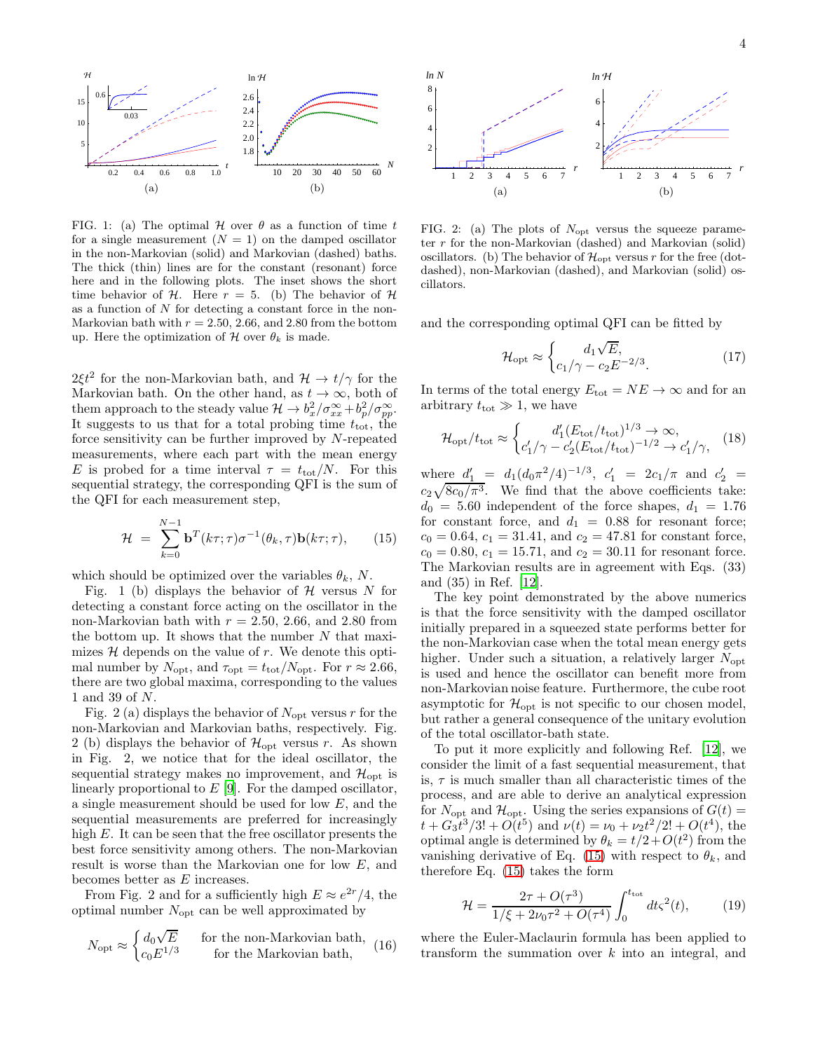FIG. 1: (a) The optimal $\mathcal{H}$ over $\theta$ as a function of time $t$ for a single measurement ($N=1$) on the damped oscillator in the non-Markovian (solid) and Markovian (dashed) baths. The thick (thin) lines are for the constant (resonant) force here and in the following plots. The inset shows the short time behavior of $\mathcal{H}$. Here $r=5$. (b) The behavior of $\mathcal{H}$ as a function of $N$ for detecting a constant force in the non-Markovian bath with $r=2.50$, $2.66$, and $2.80$ from the bottom up. Here the optimization of $\mathcal{H}$ over $\theta_k$ is made.

$2\xi t^2$ for the non-Markovian bath, and $\mathcal{H}\to t/\gamma$ for the Markovian bath. On the other hand, as $t\to\infty$, both of them approach to the steady value $\mathcal{H}\to b_x^2/\sigma_{xx}^\infty + b_p^2/\sigma_{pp}^\infty$. It suggests to us that for a total probing time $t_{\rm tot}$, the force sensitivity can be further improved by $N$-repeated measurements, where each part with the mean energy $E$ is probed for a time interval $\tau = t_{\rm tot}/N$. For this sequential strategy, the corresponding QFI is the sum of the QFI for each measurement step,

$$\mathcal{H} = \sum_{k=0}^{N-1} \mathbf{b}^T(k\tau;\tau)\sigma^{-1}(\theta_k,\tau)\mathbf{b}(k\tau;\tau), \qquad (15)$$

which should be optimized over the variables $\theta_k$, $N$.

Fig. 1 (b) displays the behavior of $\mathcal{H}$ versus $N$ for detecting a constant force acting on the oscillator in the non-Markovian bath with $r=2.50$, $2.66$, and $2.80$ from the bottom up. It shows that the number $N$ that maximizes $\mathcal{H}$ depends on the value of $r$. We denote this optimal number by $N_{\rm opt}$, and $\tau_{\rm opt}=t_{\rm tot}/N_{\rm opt}$. For $r\approx 2.66$, there are two global maxima, corresponding to the values 1 and 39 of $N$.

Fig. 2 (a) displays the behavior of $N_{\rm opt}$ versus $r$ for the non-Markovian and Markovian baths, respectively. Fig. 2 (b) displays the behavior of $\mathcal{H}_{\rm opt}$ versus $r$. As shown in Fig. 2, we notice that for the ideal oscillator, the sequential strategy makes no improvement, and $\mathcal{H}_{\rm opt}$ is linearly proportional to $E$ [9]. For the damped oscillator, a single measurement should be used for low $E$, and the sequential measurements are preferred for increasingly high $E$. It can be seen that the free oscillator presents the best force sensitivity among others. The non-Markovian result is worse than the Markovian one for low $E$, and becomes better as $E$ increases.

From Fig. 2 and for a sufficiently high $E\approx e^{2r}/4$, the optimal number $N_{\rm opt}$ can be well approximated by

$$N_{\rm opt} \approx \begin{cases} d_0\sqrt{E} & \text{for the non-Markovian bath,} \\ c_0 E^{1/3} & \text{for the Markovian bath,} \end{cases} \qquad (16)$$

FIG. 2: (a) The plots of $N_{\rm opt}$ versus the squeeze parameter $r$ for the non-Markovian (dashed) and Markovian (solid) oscillators. (b) The behavior of $\mathcal{H}_{\rm opt}$ versus $r$ for the free (dot-dashed), non-Markovian (dashed), and Markovian (solid) oscillators.

and the corresponding optimal QFI can be fitted by

$$\mathcal{H}_{\rm opt} \approx \begin{cases} d_1\sqrt{E}, \\ c_1/\gamma - c_2 E^{-2/3}. \end{cases} \qquad (17)$$

In terms of the total energy $E_{\rm tot}=NE\to\infty$ and for an arbitrary $t_{\rm tot}\gg 1$, we have

$$\mathcal{H}_{\rm opt}/t_{\rm tot} \approx \begin{cases} d_1'(E_{\rm tot}/t_{\rm tot})^{1/3}\to\infty, \\ c_1'/\gamma - c_2'(E_{\rm tot}/t_{\rm tot})^{-1/2}\to c_1'/\gamma, \end{cases} \qquad (18)$$

where $d_1' = d_1(d_0\pi^2/4)^{-1/3}$, $c_1' = 2c_1/\pi$ and $c_2' = c_2\sqrt{8c_0/\pi^3}$. We find that the above coefficients take: $d_0=5.60$ independent of the force shapes, $d_1=1.76$ for constant force, and $d_1=0.88$ for resonant force; $c_0=0.64$, $c_1=31.41$, and $c_2=47.81$ for constant force, $c_0=0.80$, $c_1=15.71$, and $c_2=30.11$ for resonant force. The Markovian results are in agreement with Eqs. (33) and (35) in Ref. [12].

The key point demonstrated by the above numerics is that the force sensitivity with the damped oscillator initially prepared in a squeezed state performs better for the non-Markovian case when the total mean energy gets higher. Under such a situation, a relatively larger $N_{\rm opt}$ is used and hence the oscillator can benefit more from non-Markovian noise feature. Furthermore, the cube root asymptotic for $\mathcal{H}_{\rm opt}$ is not specific to our chosen model, but rather a general consequence of the unitary evolution of the total oscillator-bath state.

To put it more explicitly and following Ref. [12], we consider the limit of a fast sequential measurement, that is, $\tau$ is much smaller than all characteristic times of the process, and are able to derive an analytical expression for $N_{\rm opt}$ and $\mathcal{H}_{\rm opt}$. Using the series expansions of $G(t) = t + G_3 t^3/3! + O(t^5)$ and $\nu(t) = \nu_0 + \nu_2 t^2/2! + O(t^4)$, the optimal angle is determined by $\theta_k = t/2 + O(t^2)$ from the vanishing derivative of Eq. (15) with respect to $\theta_k$, and therefore Eq. (15) takes the form

$$\mathcal{H} = \frac{2\tau + O(\tau^3)}{1/\xi + 2\nu_0\tau^2 + O(\tau^4)}\int_0^{t_{\rm tot}} dt\,\varsigma^2(t), \qquad (19)$$

where the Euler-Maclaurin formula has been applied to transform the summation over $k$ into an integral, and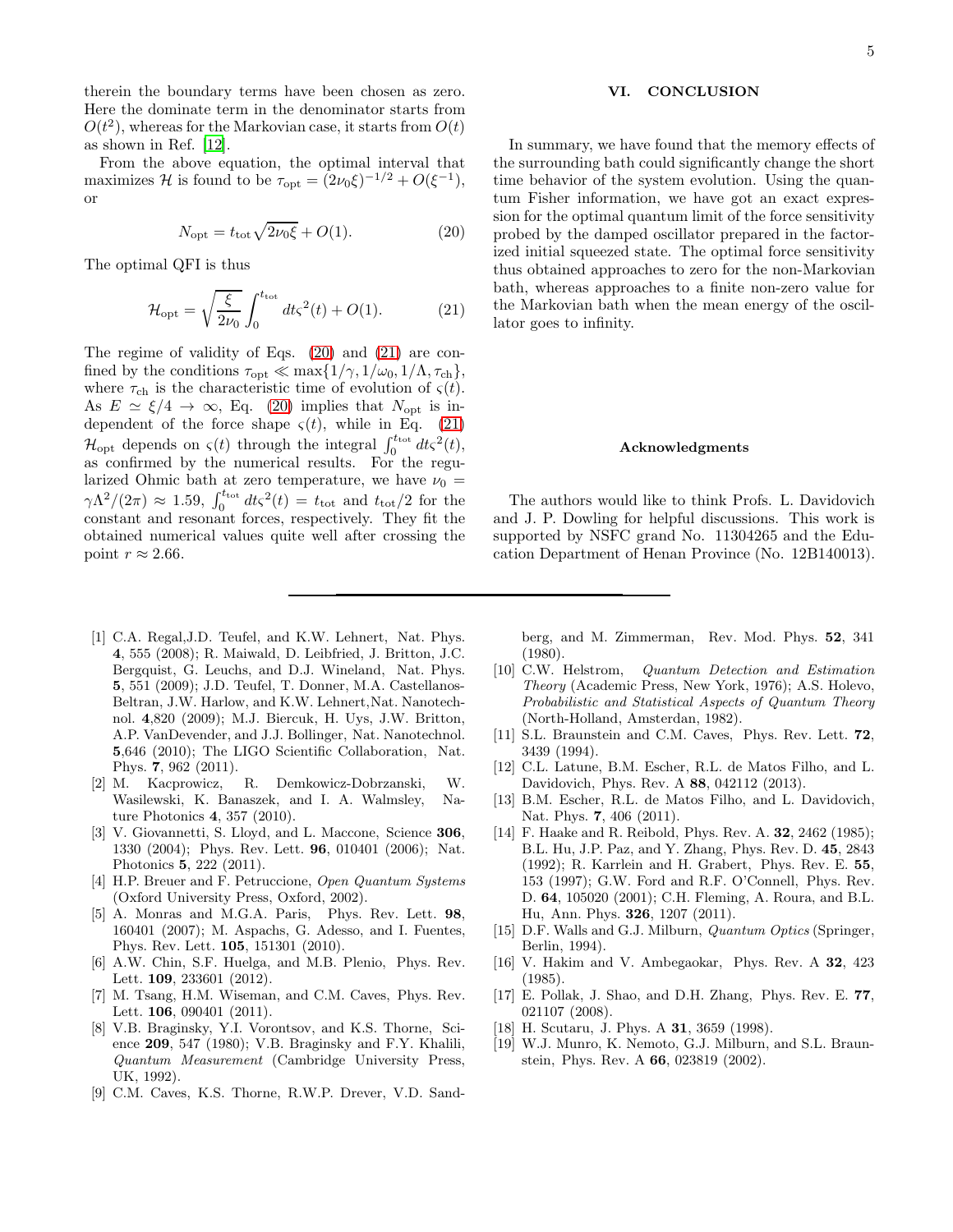therein the boundary terms have been chosen as zero. Here the dominate term in the denominator starts from $O(t^2)$, whereas for the Markovian case, it starts from $O(t)$ as shown in Ref. [12].

From the above equation, the optimal interval that maximizes $\mathcal{H}$ is found to be $\tau_{\rm opt} = (2\nu_0\xi)^{-1/2} + O(\xi^{-1})$, or

$$N_{\rm opt} = t_{\rm tot}\sqrt{2\nu_0\xi} + O(1). \tag{20}$$

The optimal QFI is thus

$$\mathcal{H}_{\rm opt} = \sqrt{\frac{\xi}{2\nu_0}}\int_0^{t_{\rm tot}} dt\varsigma^2(t) + O(1). \tag{21}$$

The regime of validity of Eqs. (20) and (21) are confined by the conditions $\tau_{\rm opt} \ll \max\{1/\gamma, 1/\omega_0, 1/\Lambda, \tau_{\rm ch}\}$, where $\tau_{\rm ch}$ is the characteristic time of evolution of $\varsigma(t)$. As $E \simeq \xi/4 \to \infty$, Eq. (20) implies that $N_{\rm opt}$ is independent of the force shape $\varsigma(t)$, while in Eq. (21) $\mathcal{H}_{\rm opt}$ depends on $\varsigma(t)$ through the integral $\int_0^{t_{\rm tot}} dt\varsigma^2(t)$, as confirmed by the numerical results. For the regularized Ohmic bath at zero temperature, we have $\nu_0 = \gamma\Lambda^2/(2\pi) \approx 1.59$, $\int_0^{t_{\rm tot}} dt\varsigma^2(t) = t_{\rm tot}$ and $t_{\rm tot}/2$ for the constant and resonant forces, respectively. They fit the obtained numerical values quite well after crossing the point $r \approx 2.66$.

## VI. CONCLUSION

In summary, we have found that the memory effects of the surrounding bath could significantly change the short time behavior of the system evolution. Using the quantum Fisher information, we have got an exact expression for the optimal quantum limit of the force sensitivity probed by the damped oscillator prepared in the factorized initial squeezed state. The optimal force sensitivity thus obtained approaches to zero for the non-Markovian bath, whereas approaches to a finite non-zero value for the Markovian bath when the mean energy of the oscillator goes to infinity.

### Acknowledgments

The authors would like to think Profs. L. Davidovich and J. P. Dowling for helpful discussions. This work is supported by NSFC grand No. 11304265 and the Education Department of Henan Province (No. 12B140013).

---

[1] C.A. Regal,J.D. Teufel, and K.W. Lehnert, Nat. Phys. **4**, 555 (2008); R. Maiwald, D. Leibfried, J. Britton, J.C. Bergquist, G. Leuchs, and D.J. Wineland, Nat. Phys. **5**, 551 (2009); J.D. Teufel, T. Donner, M.A. Castellanos-Beltran, J.W. Harlow, and K.W. Lehnert,Nat. Nanotechnol. **4**,820 (2009); M.J. Biercuk, H. Uys, J.W. Britton, A.P. VanDevender, and J.J. Bollinger, Nat. Nanotechnol. **5**,646 (2010); The LIGO Scientific Collaboration, Nat. Phys. **7**, 962 (2011).

[2] M. Kacprowicz, R. Demkowicz-Dobrzanski, W. Wasilewski, K. Banaszek, and I. A. Walmsley, Nature Photonics **4**, 357 (2010).

[3] V. Giovannetti, S. Lloyd, and L. Maccone, Science **306**, 1330 (2004); Phys. Rev. Lett. **96**, 010401 (2006); Nat. Photonics **5**, 222 (2011).

[4] H.P. Breuer and F. Petruccione, *Open Quantum Systems* (Oxford University Press, Oxford, 2002).

[5] A. Monras and M.G.A. Paris, Phys. Rev. Lett. **98**, 160401 (2007); M. Aspachs, G. Adesso, and I. Fuentes, Phys. Rev. Lett. **105**, 151301 (2010).

[6] A.W. Chin, S.F. Huelga, and M.B. Plenio, Phys. Rev. Lett. **109**, 233601 (2012).

[7] M. Tsang, H.M. Wiseman, and C.M. Caves, Phys. Rev. Lett. **106**, 090401 (2011).

[8] V.B. Braginsky, Y.I. Vorontsov, and K.S. Thorne, Science **209**, 547 (1980); V.B. Braginsky and F.Y. Khalili, *Quantum Measurement* (Cambridge University Press, UK, 1992).

[9] C.M. Caves, K.S. Thorne, R.W.P. Drever, V.D. Sandberg, and M. Zimmerman, Rev. Mod. Phys. **52**, 341 (1980).

[10] C.W. Helstrom, *Quantum Detection and Estimation Theory* (Academic Press, New York, 1976); A.S. Holevo, *Probabilistic and Statistical Aspects of Quantum Theory* (North-Holland, Amsterdan, 1982).

[11] S.L. Braunstein and C.M. Caves, Phys. Rev. Lett. **72**, 3439 (1994).

[12] C.L. Latune, B.M. Escher, R.L. de Matos Filho, and L. Davidovich, Phys. Rev. A **88**, 042112 (2013).

[13] B.M. Escher, R.L. de Matos Filho, and L. Davidovich, Nat. Phys. **7**, 406 (2011).

[14] F. Haake and R. Reibold, Phys. Rev. A. **32**, 2462 (1985); B.L. Hu, J.P. Paz, and Y. Zhang, Phys. Rev. D. **45**, 2843 (1992); R. Karrlein and H. Grabert, Phys. Rev. E. **55**, 153 (1997); G.W. Ford and R.F. O'Connell, Phys. Rev. D. **64**, 105020 (2001); C.H. Fleming, A. Roura, and B.L. Hu, Ann. Phys. **326**, 1207 (2011).

[15] D.F. Walls and G.J. Milburn, *Quantum Optics* (Springer, Berlin, 1994).

[16] V. Hakim and V. Ambegaokar, Phys. Rev. A **32**, 423 (1985).

[17] E. Pollak, J. Shao, and D.H. Zhang, Phys. Rev. E. **77**, 021107 (2008).

[18] H. Scutaru, J. Phys. A **31**, 3659 (1998).

[19] W.J. Munro, K. Nemoto, G.J. Milburn, and S.L. Braunstein, Phys. Rev. A **66**, 023819 (2002).